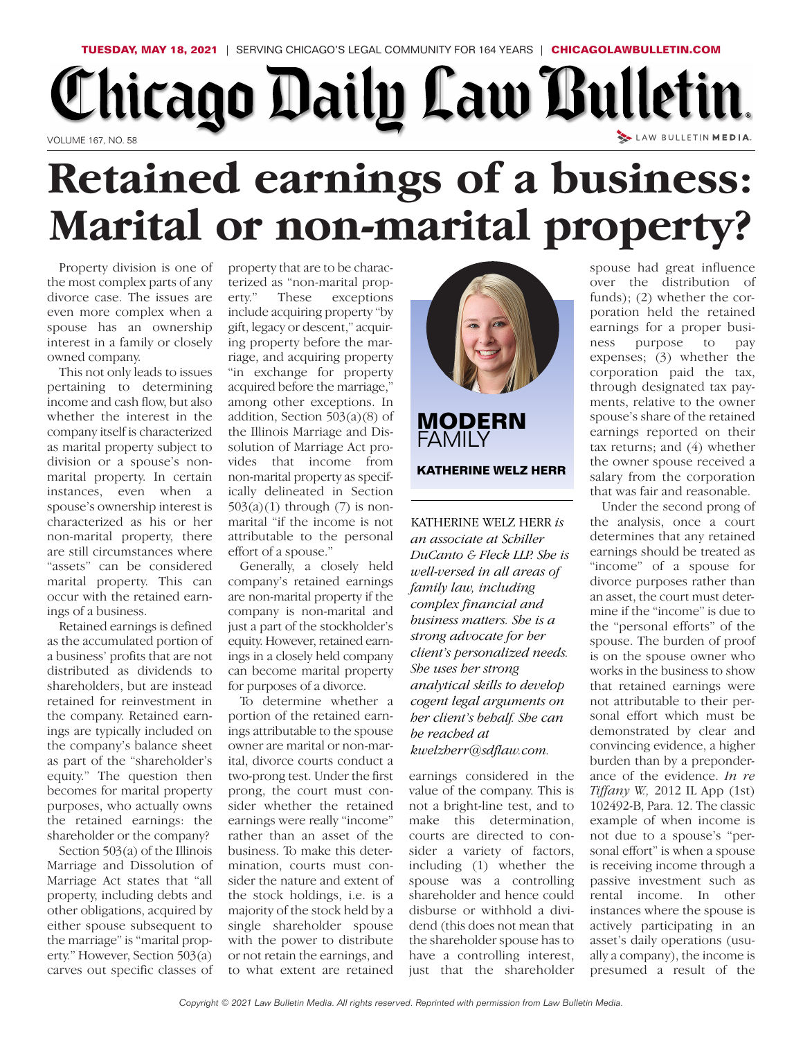# Retained earnings of a business: Marital or non-marital property?

Property division is one of the most complex parts of any divorce case. The issues are even more complex when a spouse has an ownership interest in a family or closely owned company.

This not only leads to issues pertaining to determining income and cash flow, but also whether the interest in the company itself is characterized as marital property subject to division or a spouse's non-marital property. In certain instances, even when a spouse's ownership interest is characterized as his or her non-marital property, there are still circumstances where "assets" can be considered marital property. This can occur with the retained earnings of a business.

Retained earnings is defined as the accumulated portion of a business' profits that are not distributed as dividends to shareholders, but are instead retained for reinvestment in the company. Retained earnings are typically included on the company's balance sheet as part of the "shareholder's equity." The question then becomes for marital property purposes, who actually owns the retained earnings: the shareholder or the company?

Section 503(a) of the Illinois Marriage and Dissolution of Marriage Act states that "all property, including debts and other obligations, acquired by either spouse subsequent to the marriage" is "marital property." However, Section 503(a) carves out specific classes of property that are to be characterized as "non-marital property." These exceptions include acquiring property "by gift, legacy or descent," acquiring property before the marriage, and acquiring property "in exchange for property acquired before the marriage," among other exceptions. In addition, Section 503(a)(8) of the Illinois Marriage and Dissolution of Marriage Act provides that income from non-marital property as specifically delineated in Section 503(a)(1) through (7) is non-marital "if the income is not attributable to the personal effort of a spouse."

Generally, a closely held company's retained earnings are non-marital property if the company is non-marital and just a part of the stockholder's equity. However, retained earnings in a closely held company can become marital property for purposes of a divorce.

To determine whether a portion of the retained earnings attributable to the spouse owner are marital or non-marital, divorce courts conduct a two-prong test. Under the first prong, the court must consider whether the retained earnings were really "income" rather than an asset of the business. To make this determination, courts must consider the nature and extent of the stock holdings, i.e. is a majority of the stock held by a single shareholder spouse with the power to distribute or not retain the earnings, and to what extent are retained earnings considered in the value of the company. This is not a bright-line test, and to make this determination, courts are directed to consider a variety of factors, including (1) whether the spouse was a controlling shareholder and hence could disburse or withhold a dividend (this does not mean that the shareholder spouse has to have a controlling interest, just that the shareholder spouse had great influence over the distribution of funds); (2) whether the corporation held the retained earnings for a proper business purpose to pay expenses; (3) whether the corporation paid the tax, through designated tax payments, relative to the owner spouse's share of the retained earnings reported on their tax returns; and (4) whether the owner spouse received a salary from the corporation that was fair and reasonable.

Under the second prong of the analysis, once a court determines that any retained earnings should be treated as "income" of a spouse for divorce purposes rather than an asset, the court must determine if the "income" is due to the "personal efforts" of the spouse. The burden of proof is on the spouse owner who works in the business to show that retained earnings were not attributable to their personal effort which must be demonstrated by clear and convincing evidence, a higher burden than by a preponderance of the evidence. *In re Tiffany W.,* 2012 IL App (1st) 102492-B, Para. 12. The classic example of when income is not due to a spouse's "personal effort" is when a spouse is receiving income through a passive investment such as rental income. In other instances where the spouse is actively participating in an asset's daily operations (usually a company), the income is presumed a result of the

**MODERN FAMILY**

**KATHERINE WELZ HERR**

KATHERINE WELZ HERR *is an associate at Schiller DuCanto & Fleck LLP. She is well-versed in all areas of family law, including complex financial and business matters. She is a strong advocate for her client's personalized needs. She uses her strong analytical skills to develop cogent legal arguments on her client's behalf. She can be reached at kwelzherr@sdflaw.com.*

*Copyright © 2021 Law Bulletin Media. All rights reserved. Reprinted with permission from Law Bulletin Media.*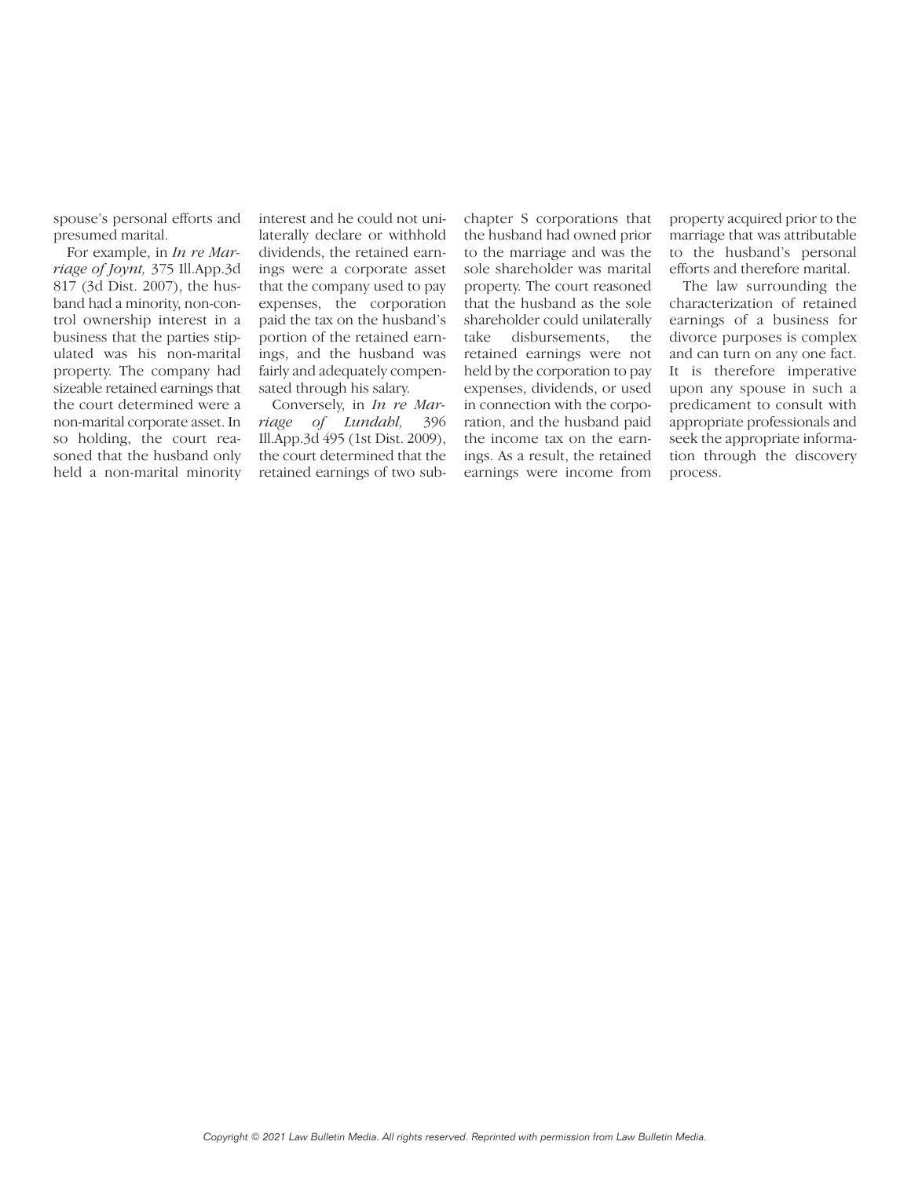spouse's personal efforts and presumed marital.

For example, in *In re Marriage of Joynt,* 375 Ill.App.3d 817 (3d Dist. 2007), the husband had a minority, non-control ownership interest in a business that the parties stipulated was his non-marital property. The company had sizeable retained earnings that the court determined were a non-marital corporate asset. In so holding, the court reasoned that the husband only held a non-marital minority interest and he could not unilaterally declare or withhold dividends, the retained earnings were a corporate asset that the company used to pay expenses, the corporation paid the tax on the husband's portion of the retained earnings, and the husband was fairly and adequately compensated through his salary.

Conversely, in *In re Marriage of Lundahl,* 396 Ill.App.3d 495 (1st Dist. 2009), the court determined that the retained earnings of two subchapter S corporations that the husband had owned prior to the marriage and was the sole shareholder was marital property. The court reasoned that the husband as the sole shareholder could unilaterally take disbursements, the retained earnings were not held by the corporation to pay expenses, dividends, or used in connection with the corporation, and the husband paid the income tax on the earnings. As a result, the retained earnings were income from property acquired prior to the marriage that was attributable to the husband's personal efforts and therefore marital.

The law surrounding the characterization of retained earnings of a business for divorce purposes is complex and can turn on any one fact. It is therefore imperative upon any spouse in such a predicament to consult with appropriate professionals and seek the appropriate information through the discovery process.

*Copyright © 2021 Law Bulletin Media. All rights reserved. Reprinted with permission from Law Bulletin Media.*